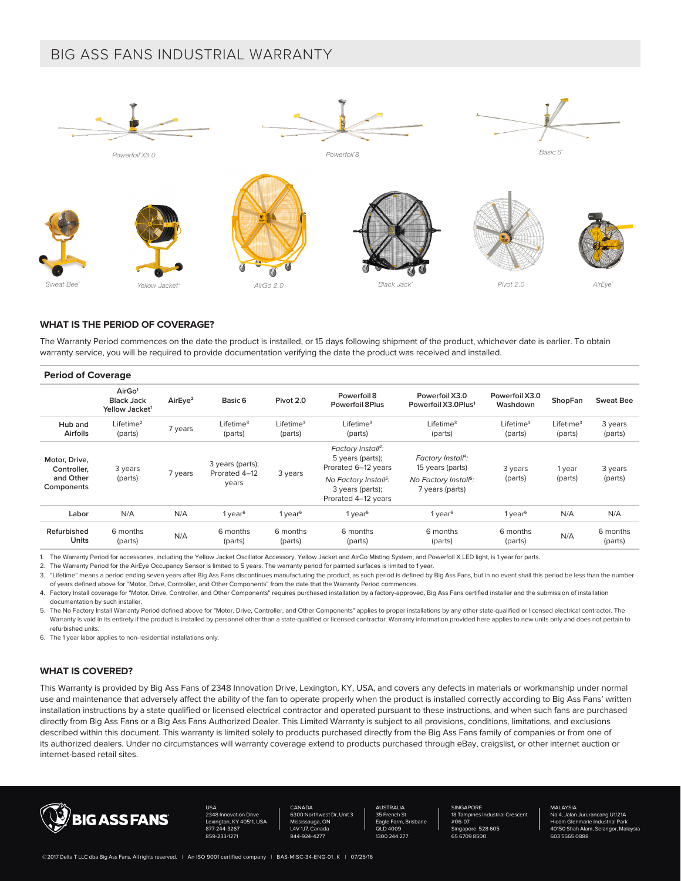# BIG ASS FANS INDUSTRIAL WARRANTY

Powerfoil®X3.0

Powerfoil®8

Basic 6®

Sweat Bee®

Yellow Jacket®

AirGo 2.0

Black Jack®

Pivot 2.0

AirEye™

### WHAT IS THE PERIOD OF COVERAGE?

The Warranty Period commences on the date the product is installed, or 15 days following shipment of the product, whichever date is earlier. To obtain warranty service, you will be required to provide documentation verifying the date the product was received and installed.

**Period of Coverage**

| | AirGo[1] Black Jack Yellow Jacket[1] | AirEye[2] | Basic 6 | Pivot 2.0 | Powerfoil 8 Powerfoil 8Plus | Powerfoil X3.0 Powerfoil X3.0Plus[1] | Powerfoil X3.0 Washdown | ShopFan | Sweat Bee |
|---|---|---|---|---|---|---|---|---|---|
| Hub and Airfoils | Lifetime[2] (parts) | 7 years | Lifetime[3] (parts) | Lifetime[3] (parts) | Lifetime[3] (parts) | Lifetime[3] (parts) | Lifetime[3] (parts) | Lifetime[3] (parts) | 3 years (parts) |
| Motor, Drive, Controller, and Other Components | 3 years (parts) | 7 years | 3 years (parts); Prorated 4–12 years | 3 years | *Factory Install[4]:* 5 years (parts); Prorated 6–12 years *No Factory Install[5]:* 3 years (parts); Prorated 4–12 years | *Factory Install[4]:* 15 years (parts) *No Factory Install[5]:* 7 years (parts) | 3 years (parts) | 1 year (parts) | 3 years (parts) |
| Labor | N/A | N/A | 1 year[6] | 1 year[6] | 1 year[6] | 1 year[6] | 1 year[6] | N/A | N/A |
| Refurbished Units | 6 months (parts) | N/A | 6 months (parts) | 6 months (parts) | 6 months (parts) | 6 months (parts) | 6 months (parts) | N/A | 6 months (parts) |

1. The Warranty Period for accessories, including the Yellow Jacket Oscillator Accessory, Yellow Jacket and AirGo Misting System, and Powerfoil X LED light, is 1 year for parts.
2. The Warranty Period for the AirEye Occupancy Sensor is limited to 5 years. The warranty period for painted surfaces is limited to 1 year.
3. "Lifetime" means a period ending seven years after Big Ass Fans discontinues manufacturing the product, as such period is defined by Big Ass Fans, but in no event shall this period be less than the number of years defined above for "Motor, Drive, Controller, and Other Components" from the date that the Warranty Period commences.
4. Factory Install coverage for "Motor, Drive, Controller, and Other Components" requires purchased installation by a factory-approved, Big Ass Fans certified installer and the submission of installation documentation by such installer.
5. The No Factory Install Warranty Period defined above for "Motor, Drive, Controller, and Other Components" applies to proper installations by any other state-qualified or licensed electrical contractor. The Warranty is void in its entirety if the product is installed by personnel other than a state-qualified or licensed contractor. Warranty information provided here applies to new units only and does not pertain to refurbished units.
6. The 1 year labor applies to non-residential installations only.

### WHAT IS COVERED?

This Warranty is provided by Big Ass Fans of 2348 Innovation Drive, Lexington, KY, USA, and covers any defects in materials or workmanship under normal use and maintenance that adversely affect the ability of the fan to operate properly when the product is installed correctly according to Big Ass Fans' written installation instructions by a state qualified or licensed electrical contractor and operated pursuant to these instructions, and when such fans are purchased directly from Big Ass Fans or a Big Ass Fans Authorized Dealer. This Limited Warranty is subject to all provisions, conditions, limitations, and exclusions described within this document. This warranty is limited solely to products purchased directly from the Big Ass Fans family of companies or from one of its authorized dealers. Under no circumstances will warranty coverage extend to products purchased through eBay, craigslist, or other internet auction or internet-based retail sites.

BIG ASS FANS

USA
2348 Innovation Drive
Lexington, KY 40511, USA
877-244-3267
859-233-1271

CANADA
6300 Northwest Dr, Unit 3
Mississauga, ON
L4V 1J7, Canada
844-924-4277

AUSTRALIA
35 French St
Eagle Farm, Brisbane
QLD 4009
1300 244 277

SINGAPORE
18 Tampines Industrial Crescent
#06-07
Singapore 528 605
65 6709 8500

MALAYSIA
No 4, Jalan Jururancang U1/21A
Hicom Glenmarie Industrial Park
40150 Shah Alam, Selangor, Malaysia
603 5565 0888

© 2017 Delta T LLC dba Big Ass Fans. All rights reserved. | An ISO 9001 certified company | BAS-MISC-34-ENG-01_K | 07/25/16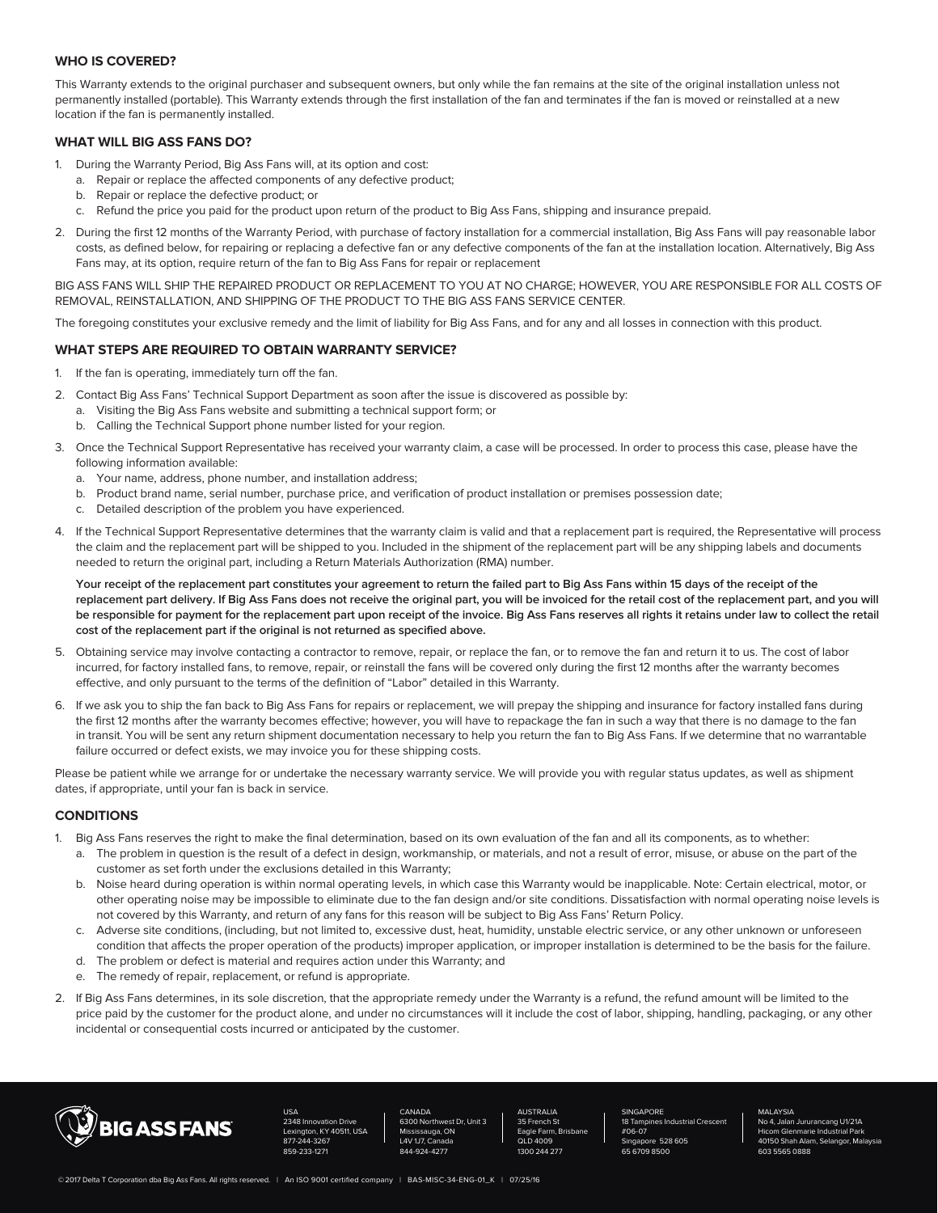### WHO IS COVERED?

This Warranty extends to the original purchaser and subsequent owners, but only while the fan remains at the site of the original installation unless not permanently installed (portable). This Warranty extends through the first installation of the fan and terminates if the fan is moved or reinstalled at a new location if the fan is permanently installed.

### WHAT WILL BIG ASS FANS DO?

1. During the Warranty Period, Big Ass Fans will, at its option and cost:
   a. Repair or replace the affected components of any defective product;
   b. Repair or replace the defective product; or
   c. Refund the price you paid for the product upon return of the product to Big Ass Fans, shipping and insurance prepaid.
2. During the first 12 months of the Warranty Period, with purchase of factory installation for a commercial installation, Big Ass Fans will pay reasonable labor costs, as defined below, for repairing or replacing a defective fan or any defective components of the fan at the installation location. Alternatively, Big Ass Fans may, at its option, require return of the fan to Big Ass Fans for repair or replacement

BIG ASS FANS WILL SHIP THE REPAIRED PRODUCT OR REPLACEMENT TO YOU AT NO CHARGE; HOWEVER, YOU ARE RESPONSIBLE FOR ALL COSTS OF REMOVAL, REINSTALLATION, AND SHIPPING OF THE PRODUCT TO THE BIG ASS FANS SERVICE CENTER.

The foregoing constitutes your exclusive remedy and the limit of liability for Big Ass Fans, and for any and all losses in connection with this product.

### WHAT STEPS ARE REQUIRED TO OBTAIN WARRANTY SERVICE?

1. If the fan is operating, immediately turn off the fan.
2. Contact Big Ass Fans' Technical Support Department as soon after the issue is discovered as possible by:
   a. Visiting the Big Ass Fans website and submitting a technical support form; or
   b. Calling the Technical Support phone number listed for your region.
3. Once the Technical Support Representative has received your warranty claim, a case will be processed. In order to process this case, please have the following information available:
   a. Your name, address, phone number, and installation address;
   b. Product brand name, serial number, purchase price, and verification of product installation or premises possession date;
   c. Detailed description of the problem you have experienced.
4. If the Technical Support Representative determines that the warranty claim is valid and that a replacement part is required, the Representative will process the claim and the replacement part will be shipped to you. Included in the shipment of the replacement part will be any shipping labels and documents needed to return the original part, including a Return Materials Authorization (RMA) number.

   **Your receipt of the replacement part constitutes your agreement to return the failed part to Big Ass Fans within 15 days of the receipt of the replacement part delivery. If Big Ass Fans does not receive the original part, you will be invoiced for the retail cost of the replacement part, and you will be responsible for payment for the replacement part upon receipt of the invoice. Big Ass Fans reserves all rights it retains under law to collect the retail cost of the replacement part if the original is not returned as specified above.**
5. Obtaining service may involve contacting a contractor to remove, repair, or replace the fan, or to remove the fan and return it to us. The cost of labor incurred, for factory installed fans, to remove, repair, or reinstall the fans will be covered only during the first 12 months after the warranty becomes effective, and only pursuant to the terms of the definition of "Labor" detailed in this Warranty.
6. If we ask you to ship the fan back to Big Ass Fans for repairs or replacement, we will prepay the shipping and insurance for factory installed fans during the first 12 months after the warranty becomes effective; however, you will have to repackage the fan in such a way that there is no damage to the fan in transit. You will be sent any return shipment documentation necessary to help you return the fan to Big Ass Fans. If we determine that no warrantable failure occurred or defect exists, we may invoice you for these shipping costs.

Please be patient while we arrange for or undertake the necessary warranty service. We will provide you with regular status updates, as well as shipment dates, if appropriate, until your fan is back in service.

### CONDITIONS

1. Big Ass Fans reserves the right to make the final determination, based on its own evaluation of the fan and all its components, as to whether:
   a. The problem in question is the result of a defect in design, workmanship, or materials, and not a result of error, misuse, or abuse on the part of the customer as set forth under the exclusions detailed in this Warranty;
   b. Noise heard during operation is within normal operating levels, in which case this Warranty would be inapplicable. Note: Certain electrical, motor, or other operating noise may be impossible to eliminate due to the fan design and/or site conditions. Dissatisfaction with normal operating noise levels is not covered by this Warranty, and return of any fans for this reason will be subject to Big Ass Fans' Return Policy.
   c. Adverse site conditions, (including, but not limited to, excessive dust, heat, humidity, unstable electric service, or any other unknown or unforeseen condition that affects the proper operation of the products) improper application, or improper installation is determined to be the basis for the failure.
   d. The problem or defect is material and requires action under this Warranty; and
   e. The remedy of repair, replacement, or refund is appropriate.
2. If Big Ass Fans determines, in its sole discretion, that the appropriate remedy under the Warranty is a refund, the refund amount will be limited to the price paid by the customer for the product alone, and under no circumstances will it include the cost of labor, shipping, handling, packaging, or any other incidental or consequential costs incurred or anticipated by the customer.

BIG ASS FANS

USA
2348 Innovation Drive
Lexington, KY 40511, USA
877-244-3267
859-233-1271

CANADA
6300 Northwest Dr, Unit 3
Mississauga, ON
L4V 1J7, Canada
844-924-4277

AUSTRALIA
35 French St
Eagle Farm, Brisbane
QLD 4009
1300 244 277

SINGAPORE
18 Tampines Industrial Crescent
#06-07
Singapore 528 605
65 6709 8500

MALAYSIA
No 4, Jalan Jururancang U1/21A
Hicom Glenmarie Industrial Park
40150 Shah Alam, Selangor, Malaysia
603 5565 0888

© 2017 Delta T Corporation dba Big Ass Fans. All rights reserved. | An ISO 9001 certified company | BAS-MISC-34-ENG-01_K | 07/25/16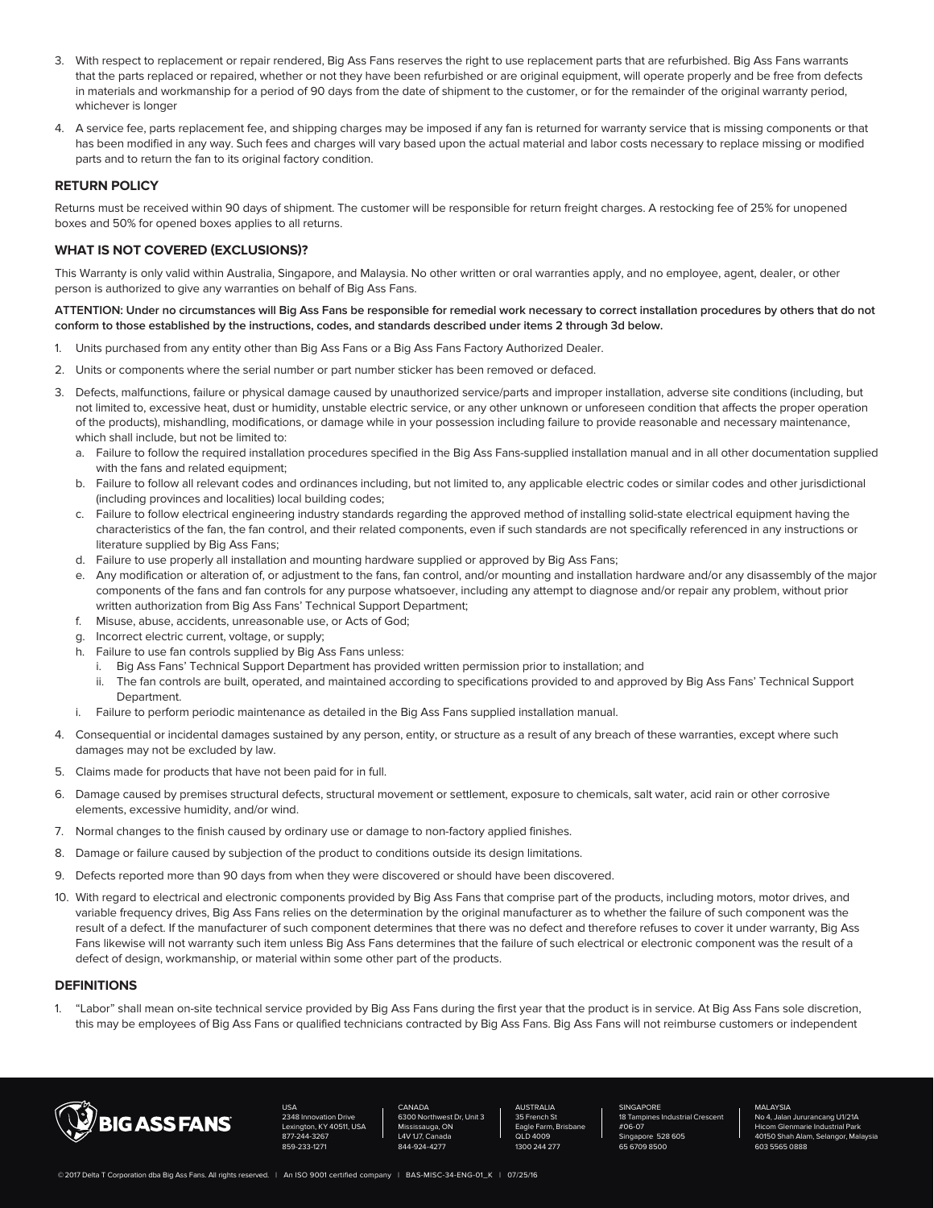3. With respect to replacement or repair rendered, Big Ass Fans reserves the right to use replacement parts that are refurbished. Big Ass Fans warrants that the parts replaced or repaired, whether or not they have been refurbished or are original equipment, will operate properly and be free from defects in materials and workmanship for a period of 90 days from the date of shipment to the customer, or for the remainder of the original warranty period, whichever is longer

4. A service fee, parts replacement fee, and shipping charges may be imposed if any fan is returned for warranty service that is missing components or that has been modified in any way. Such fees and charges will vary based upon the actual material and labor costs necessary to replace missing or modified parts and to return the fan to its original factory condition.

### RETURN POLICY

Returns must be received within 90 days of shipment. The customer will be responsible for return freight charges. A restocking fee of 25% for unopened boxes and 50% for opened boxes applies to all returns.

### WHAT IS NOT COVERED (EXCLUSIONS)?

This Warranty is only valid within Australia, Singapore, and Malaysia. No other written or oral warranties apply, and no employee, agent, dealer, or other person is authorized to give any warranties on behalf of Big Ass Fans.

**ATTENTION: Under no circumstances will Big Ass Fans be responsible for remedial work necessary to correct installation procedures by others that do not conform to those established by the instructions, codes, and standards described under items 2 through 3d below.**

1. Units purchased from any entity other than Big Ass Fans or a Big Ass Fans Factory Authorized Dealer.
2. Units or components where the serial number or part number sticker has been removed or defaced.
3. Defects, malfunctions, failure or physical damage caused by unauthorized service/parts and improper installation, adverse site conditions (including, but not limited to, excessive heat, dust or humidity, unstable electric service, or any other unknown or unforeseen condition that affects the proper operation of the products), mishandling, modifications, or damage while in your possession including failure to provide reasonable and necessary maintenance, which shall include, but not be limited to:
   a. Failure to follow the required installation procedures specified in the Big Ass Fans-supplied installation manual and in all other documentation supplied with the fans and related equipment;
   b. Failure to follow all relevant codes and ordinances including, but not limited to, any applicable electric codes or similar codes and other jurisdictional (including provinces and localities) local building codes;
   c. Failure to follow electrical engineering industry standards regarding the approved method of installing solid-state electrical equipment having the characteristics of the fan, the fan control, and their related components, even if such standards are not specifically referenced in any instructions or literature supplied by Big Ass Fans;
   d. Failure to use properly all installation and mounting hardware supplied or approved by Big Ass Fans;
   e. Any modification or alteration of, or adjustment to the fans, fan control, and/or mounting and installation hardware and/or any disassembly of the major components of the fans and fan controls for any purpose whatsoever, including any attempt to diagnose and/or repair any problem, without prior written authorization from Big Ass Fans' Technical Support Department;
   f. Misuse, abuse, accidents, unreasonable use, or Acts of God;
   g. Incorrect electric current, voltage, or supply;
   h. Failure to use fan controls supplied by Big Ass Fans unless:
      i. Big Ass Fans' Technical Support Department has provided written permission prior to installation; and
      ii. The fan controls are built, operated, and maintained according to specifications provided to and approved by Big Ass Fans' Technical Support Department.
   i. Failure to perform periodic maintenance as detailed in the Big Ass Fans supplied installation manual.
4. Consequential or incidental damages sustained by any person, entity, or structure as a result of any breach of these warranties, except where such damages may not be excluded by law.
5. Claims made for products that have not been paid for in full.
6. Damage caused by premises structural defects, structural movement or settlement, exposure to chemicals, salt water, acid rain or other corrosive elements, excessive humidity, and/or wind.
7. Normal changes to the finish caused by ordinary use or damage to non-factory applied finishes.
8. Damage or failure caused by subjection of the product to conditions outside its design limitations.
9. Defects reported more than 90 days from when they were discovered or should have been discovered.
10. With regard to electrical and electronic components provided by Big Ass Fans that comprise part of the products, including motors, motor drives, and variable frequency drives, Big Ass Fans relies on the determination by the original manufacturer as to whether the failure of such component was the result of a defect. If the manufacturer of such component determines that there was no defect and therefore refuses to cover it under warranty, Big Ass Fans likewise will not warranty such item unless Big Ass Fans determines that the failure of such electrical or electronic component was the result of a defect of design, workmanship, or material within some other part of the products.

### DEFINITIONS

1. "Labor" shall mean on-site technical service provided by Big Ass Fans during the first year that the product is in service. At Big Ass Fans sole discretion, this may be employees of Big Ass Fans or qualified technicians contracted by Big Ass Fans. Big Ass Fans will not reimburse customers or independent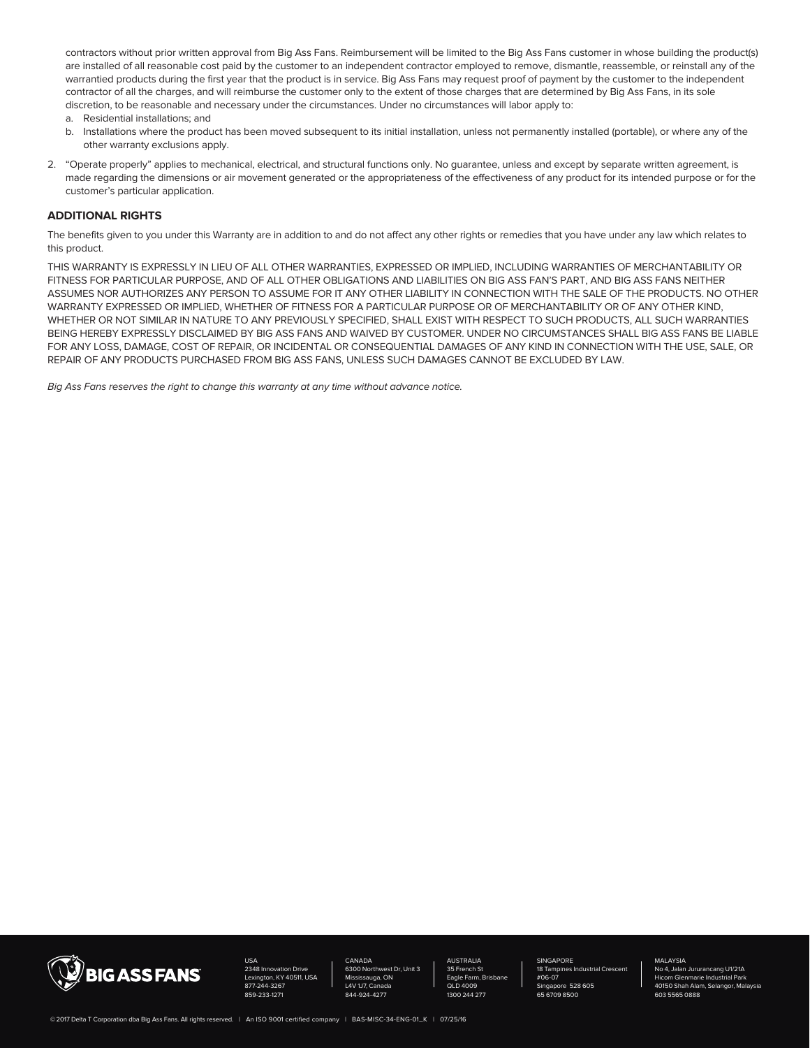contractors without prior written approval from Big Ass Fans. Reimbursement will be limited to the Big Ass Fans customer in whose building the product(s) are installed of all reasonable cost paid by the customer to an independent contractor employed to remove, dismantle, reassemble, or reinstall any of the warrantied products during the first year that the product is in service. Big Ass Fans may request proof of payment by the customer to the independent contractor of all the charges, and will reimburse the customer only to the extent of those charges that are determined by Big Ass Fans, in its sole discretion, to be reasonable and necessary under the circumstances. Under no circumstances will labor apply to:

a. Residential installations; and
b. Installations where the product has been moved subsequent to its initial installation, unless not permanently installed (portable), or where any of the other warranty exclusions apply.

2. "Operate properly" applies to mechanical, electrical, and structural functions only. No guarantee, unless and except by separate written agreement, is made regarding the dimensions or air movement generated or the appropriateness of the effectiveness of any product for its intended purpose or for the customer's particular application.

**ADDITIONAL RIGHTS**

The benefits given to you under this Warranty are in addition to and do not affect any other rights or remedies that you have under any law which relates to this product.

THIS WARRANTY IS EXPRESSLY IN LIEU OF ALL OTHER WARRANTIES, EXPRESSED OR IMPLIED, INCLUDING WARRANTIES OF MERCHANTABILITY OR FITNESS FOR PARTICULAR PURPOSE, AND OF ALL OTHER OBLIGATIONS AND LIABILITIES ON BIG ASS FAN'S PART, AND BIG ASS FANS NEITHER ASSUMES NOR AUTHORIZES ANY PERSON TO ASSUME FOR IT ANY OTHER LIABILITY IN CONNECTION WITH THE SALE OF THE PRODUCTS. NO OTHER WARRANTY EXPRESSED OR IMPLIED, WHETHER OF FITNESS FOR A PARTICULAR PURPOSE OR OF MERCHANTABILITY OR OF ANY OTHER KIND, WHETHER OR NOT SIMILAR IN NATURE TO ANY PREVIOUSLY SPECIFIED, SHALL EXIST WITH RESPECT TO SUCH PRODUCTS, ALL SUCH WARRANTIES BEING HEREBY EXPRESSLY DISCLAIMED BY BIG ASS FANS AND WAIVED BY CUSTOMER. UNDER NO CIRCUMSTANCES SHALL BIG ASS FANS BE LIABLE FOR ANY LOSS, DAMAGE, COST OF REPAIR, OR INCIDENTAL OR CONSEQUENTIAL DAMAGES OF ANY KIND IN CONNECTION WITH THE USE, SALE, OR REPAIR OF ANY PRODUCTS PURCHASED FROM BIG ASS FANS, UNLESS SUCH DAMAGES CANNOT BE EXCLUDED BY LAW.

*Big Ass Fans reserves the right to change this warranty at any time without advance notice.*

BIG ASS FANS

USA
2348 Innovation Drive
Lexington, KY 40511, USA
877-244-3267
859-233-1271

CANADA
6300 Northwest Dr, Unit 3
Mississauga, ON
L4V 1J7, Canada
844-924-4277

AUSTRALIA
35 French St
Eagle Farm, Brisbane
QLD 4009
1300 244 277

SINGAPORE
18 Tampines Industrial Crescent
#06-07
Singapore 528 605
65 6709 8500

MALAYSIA
No 4, Jalan Jururancang U1/21A
Hicom Glenmarie Industrial Park
40150 Shah Alam, Selangor, Malaysia
603 5565 0888

© 2017 Delta T Corporation dba Big Ass Fans. All rights reserved. | An ISO 9001 certified company | BAS-MISC-34-ENG-01_K | 07/25/16